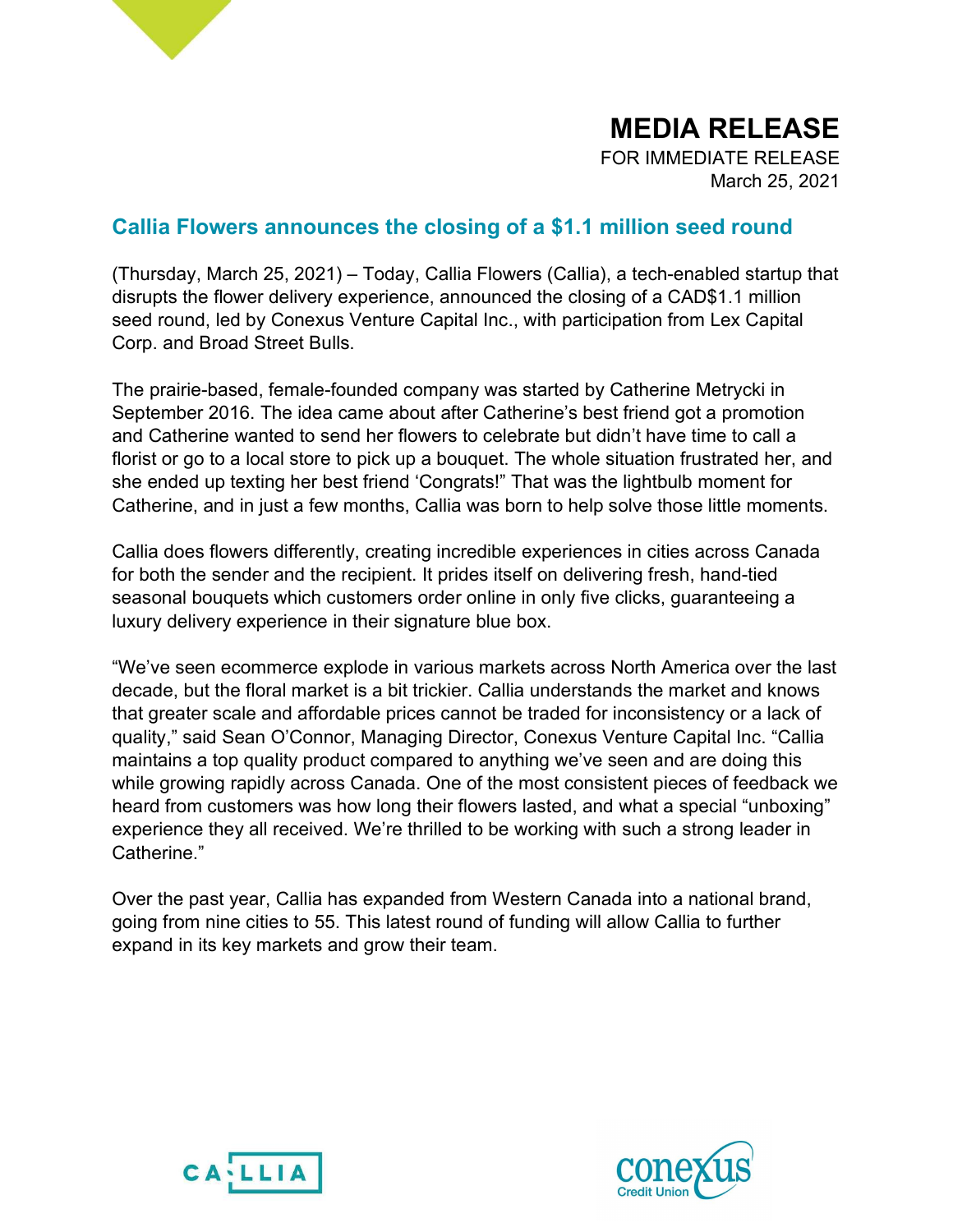# MEDIA RELEASE

FOR IMMEDIATE RELEASE
March 25, 2021

## Callia Flowers announces the closing of a $1.1 million seed round

(Thursday, March 25, 2021) – Today, Callia Flowers (Callia), a tech-enabled startup that disrupts the flower delivery experience, announced the closing of a CAD$1.1 million seed round, led by Conexus Venture Capital Inc., with participation from Lex Capital Corp. and Broad Street Bulls.

The prairie-based, female-founded company was started by Catherine Metrycki in September 2016. The idea came about after Catherine's best friend got a promotion and Catherine wanted to send her flowers to celebrate but didn't have time to call a florist or go to a local store to pick up a bouquet. The whole situation frustrated her, and she ended up texting her best friend 'Congrats!" That was the lightbulb moment for Catherine, and in just a few months, Callia was born to help solve those little moments.

Callia does flowers differently, creating incredible experiences in cities across Canada for both the sender and the recipient. It prides itself on delivering fresh, hand-tied seasonal bouquets which customers order online in only five clicks, guaranteeing a luxury delivery experience in their signature blue box.

"We've seen ecommerce explode in various markets across North America over the last decade, but the floral market is a bit trickier. Callia understands the market and knows that greater scale and affordable prices cannot be traded for inconsistency or a lack of quality," said Sean O'Connor, Managing Director, Conexus Venture Capital Inc. "Callia maintains a top quality product compared to anything we've seen and are doing this while growing rapidly across Canada. One of the most consistent pieces of feedback we heard from customers was how long their flowers lasted, and what a special "unboxing" experience they all received. We're thrilled to be working with such a strong leader in Catherine."

Over the past year, Callia has expanded from Western Canada into a national brand, going from nine cities to 55. This latest round of funding will allow Callia to further expand in its key markets and grow their team.

CALLIA

conexus Credit Union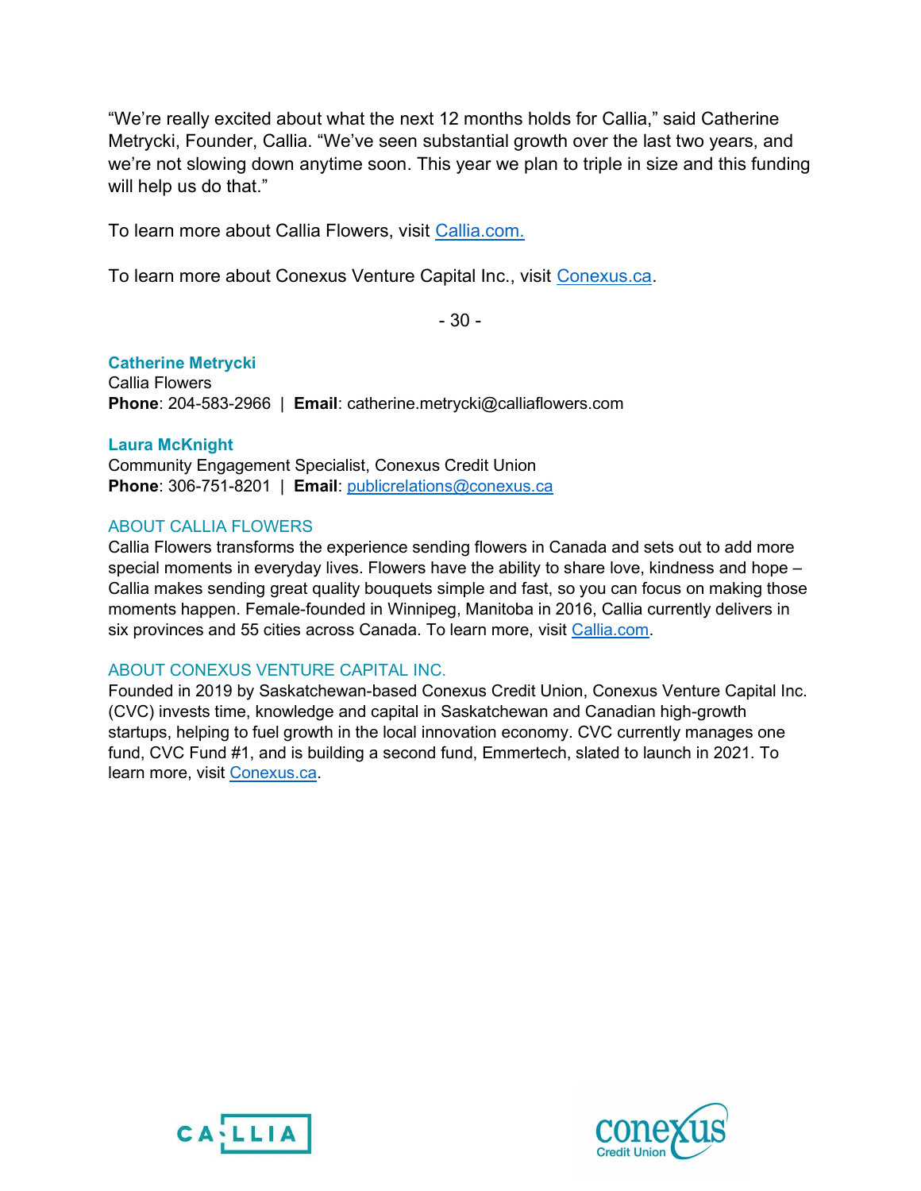"We're really excited about what the next 12 months holds for Callia," said Catherine Metrycki, Founder, Callia. "We've seen substantial growth over the last two years, and we're not slowing down anytime soon. This year we plan to triple in size and this funding will help us do that."

To learn more about Callia Flowers, visit [Callia.com.](https://Callia.com)

To learn more about Conexus Venture Capital Inc., visit [Conexus.ca](https://Conexus.ca).

- 30 -

**Catherine Metrycki**
Callia Flowers
**Phone**: 204-583-2966 | **Email**: catherine.metrycki@calliaflowers.com

**Laura McKnight**
Community Engagement Specialist, Conexus Credit Union
**Phone**: 306-751-8201 | **Email**: [publicrelations@conexus.ca](mailto:publicrelations@conexus.ca)

## ABOUT CALLIA FLOWERS

Callia Flowers transforms the experience sending flowers in Canada and sets out to add more special moments in everyday lives. Flowers have the ability to share love, kindness and hope – Callia makes sending great quality bouquets simple and fast, so you can focus on making those moments happen. Female-founded in Winnipeg, Manitoba in 2016, Callia currently delivers in six provinces and 55 cities across Canada. To learn more, visit [Callia.com](https://Callia.com).

## ABOUT CONEXUS VENTURE CAPITAL INC.

Founded in 2019 by Saskatchewan-based Conexus Credit Union, Conexus Venture Capital Inc. (CVC) invests time, knowledge and capital in Saskatchewan and Canadian high-growth startups, helping to fuel growth in the local innovation economy. CVC currently manages one fund, CVC Fund #1, and is building a second fund, Emmertech, slated to launch in 2021. To learn more, visit [Conexus.ca](https://Conexus.ca).